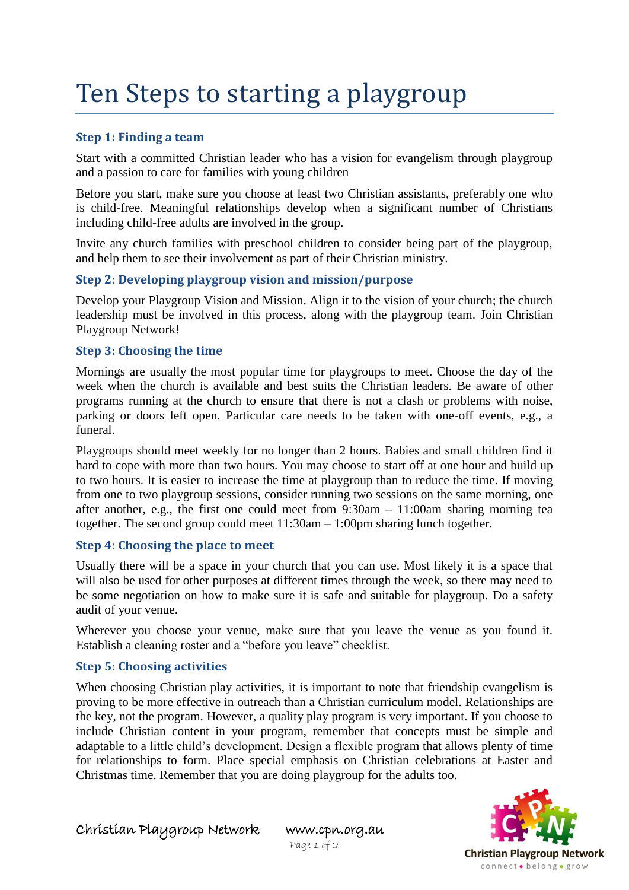# Ten Steps to starting a playgroup

### Step 1: Finding a team

Start with a committed Christian leader who has a vision for evangelism through playgroup and a passion to care for families with young children

Before you start, make sure you choose at least two Christian assistants, preferably one who is child-free. Meaningful relationships develop when a significant number of Christians including child-free adults are involved in the group.

Invite any church families with preschool children to consider being part of the playgroup, and help them to see their involvement as part of their Christian ministry.

### Step 2: Developing playgroup vision and mission/purpose

Develop your Playgroup Vision and Mission. Align it to the vision of your church; the church leadership must be involved in this process, along with the playgroup team. Join Christian Playgroup Network!

### Step 3: Choosing the time

Mornings are usually the most popular time for playgroups to meet. Choose the day of the week when the church is available and best suits the Christian leaders. Be aware of other programs running at the church to ensure that there is not a clash or problems with noise, parking or doors left open. Particular care needs to be taken with one-off events, e.g., a funeral.

Playgroups should meet weekly for no longer than 2 hours. Babies and small children find it hard to cope with more than two hours. You may choose to start off at one hour and build up to two hours. It is easier to increase the time at playgroup than to reduce the time. If moving from one to two playgroup sessions, consider running two sessions on the same morning, one after another, e.g., the first one could meet from 9:30am – 11:00am sharing morning tea together. The second group could meet 11:30am – 1:00pm sharing lunch together.

### Step 4: Choosing the place to meet

Usually there will be a space in your church that you can use. Most likely it is a space that will also be used for other purposes at different times through the week, so there may need to be some negotiation on how to make sure it is safe and suitable for playgroup. Do a safety audit of your venue.

Wherever you choose your venue, make sure that you leave the venue as you found it. Establish a cleaning roster and a "before you leave" checklist.

### Step 5: Choosing activities

When choosing Christian play activities, it is important to note that friendship evangelism is proving to be more effective in outreach than a Christian curriculum model. Relationships are the key, not the program. However, a quality play program is very important. If you choose to include Christian content in your program, remember that concepts must be simple and adaptable to a little child's development. Design a flexible program that allows plenty of time for relationships to form. Place special emphasis on Christian celebrations at Easter and Christmas time. Remember that you are doing playgroup for the adults too.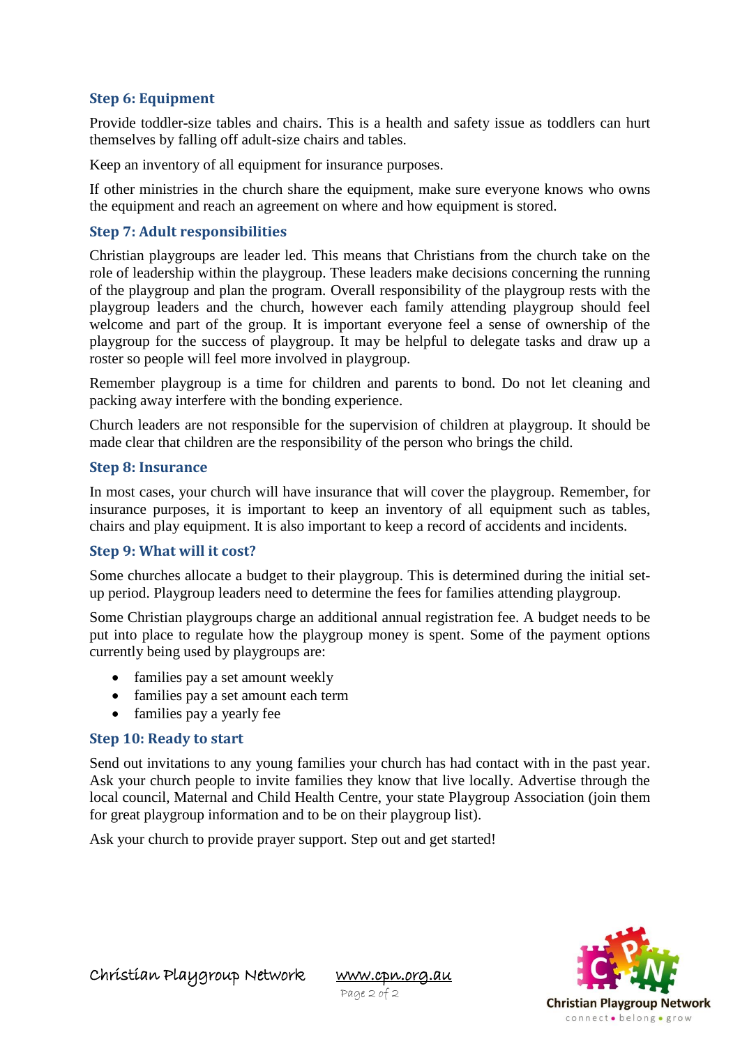### Step 6: Equipment

Provide toddler-size tables and chairs. This is a health and safety issue as toddlers can hurt themselves by falling off adult-size chairs and tables.

Keep an inventory of all equipment for insurance purposes.

If other ministries in the church share the equipment, make sure everyone knows who owns the equipment and reach an agreement on where and how equipment is stored.

### Step 7: Adult responsibilities

Christian playgroups are leader led. This means that Christians from the church take on the role of leadership within the playgroup. These leaders make decisions concerning the running of the playgroup and plan the program. Overall responsibility of the playgroup rests with the playgroup leaders and the church, however each family attending playgroup should feel welcome and part of the group. It is important everyone feel a sense of ownership of the playgroup for the success of playgroup. It may be helpful to delegate tasks and draw up a roster so people will feel more involved in playgroup.

Remember playgroup is a time for children and parents to bond. Do not let cleaning and packing away interfere with the bonding experience.

Church leaders are not responsible for the supervision of children at playgroup. It should be made clear that children are the responsibility of the person who brings the child.

### Step 8: Insurance

In most cases, your church will have insurance that will cover the playgroup. Remember, for insurance purposes, it is important to keep an inventory of all equipment such as tables, chairs and play equipment. It is also important to keep a record of accidents and incidents.

### Step 9: What will it cost?

Some churches allocate a budget to their playgroup. This is determined during the initial set-up period. Playgroup leaders need to determine the fees for families attending playgroup.

Some Christian playgroups charge an additional annual registration fee. A budget needs to be put into place to regulate how the playgroup money is spent. Some of the payment options currently being used by playgroups are:

- families pay a set amount weekly
- families pay a set amount each term
- families pay a yearly fee

### Step 10: Ready to start

Send out invitations to any young families your church has had contact with in the past year. Ask your church people to invite families they know that live locally. Advertise through the local council, Maternal and Child Health Centre, your state Playgroup Association (join them for great playgroup information and to be on their playgroup list).

Ask your church to provide prayer support. Step out and get started!